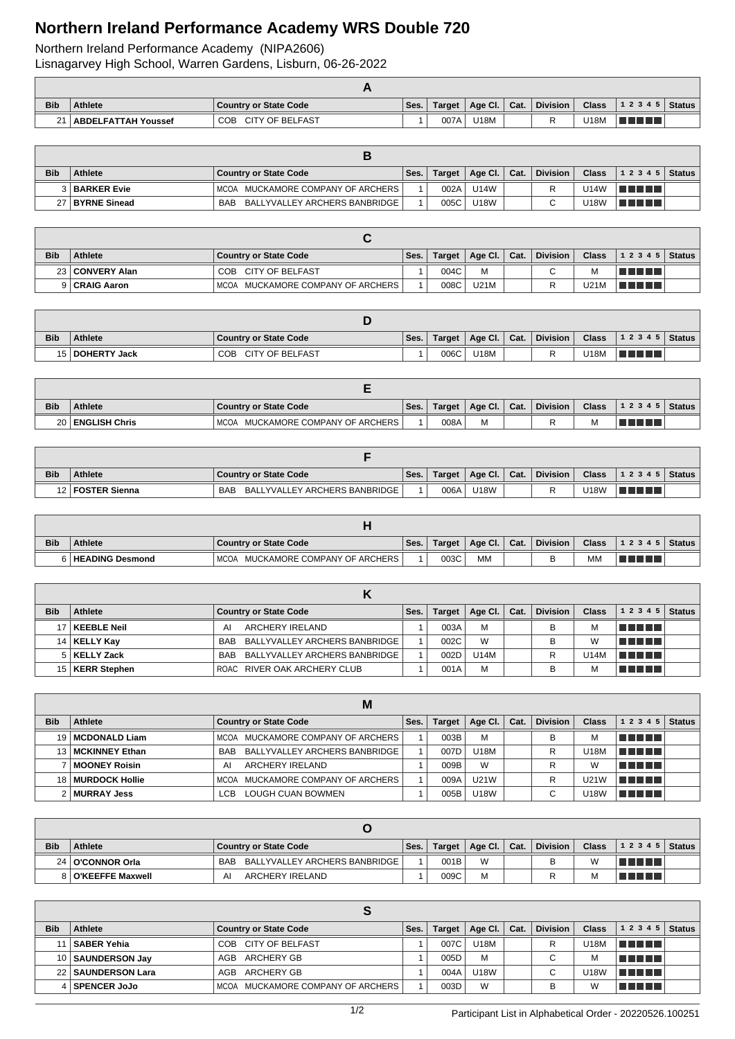# Northern Ireland Performance Academy WRS Double 720

Northern Ireland Performance Academy (NIPA2606)
Lisnagarvey High School, Warren Gardens, Lisburn, 06-26-2022

## A

| Bib | Athlete | Country or State Code | Ses. | Target | Age Cl. | Cat. | Division | Class | 1 2 3 4 5 | Status |
|---|---|---|---|---|---|---|---|---|---|---|
| 21 | ABDELFATTAH Youssef | COB CITY OF BELFAST | 1 | 007A | U18M | | R | U18M | | |

## B

| Bib | Athlete | Country or State Code | Ses. | Target | Age Cl. | Cat. | Division | Class | 1 2 3 4 5 | Status |
|---|---|---|---|---|---|---|---|---|---|---|
| 3 | BARKER Evie | MCOA MUCKAMORE COMPANY OF ARCHERS | 1 | 002A | U14W | | R | U14W | | |
| 27 | BYRNE Sinead | BAB BALLYVALLEY ARCHERS BANBRIDGE | 1 | 005C | U18W | | C | U18W | | |

## C

| Bib | Athlete | Country or State Code | Ses. | Target | Age Cl. | Cat. | Division | Class | 1 2 3 4 5 | Status |
|---|---|---|---|---|---|---|---|---|---|---|
| 23 | CONVERY Alan | COB CITY OF BELFAST | 1 | 004C | M | | C | M | | |
| 9 | CRAIG Aaron | MCOA MUCKAMORE COMPANY OF ARCHERS | 1 | 008C | U21M | | R | U21M | | |

## D

| Bib | Athlete | Country or State Code | Ses. | Target | Age Cl. | Cat. | Division | Class | 1 2 3 4 5 | Status |
|---|---|---|---|---|---|---|---|---|---|---|
| 15 | DOHERTY Jack | COB CITY OF BELFAST | 1 | 006C | U18M | | R | U18M | | |

## E

| Bib | Athlete | Country or State Code | Ses. | Target | Age Cl. | Cat. | Division | Class | 1 2 3 4 5 | Status |
|---|---|---|---|---|---|---|---|---|---|---|
| 20 | ENGLISH Chris | MCOA MUCKAMORE COMPANY OF ARCHERS | 1 | 008A | M | | R | M | | |

## F

| Bib | Athlete | Country or State Code | Ses. | Target | Age Cl. | Cat. | Division | Class | 1 2 3 4 5 | Status |
|---|---|---|---|---|---|---|---|---|---|---|
| 12 | FOSTER Sienna | BAB BALLYVALLEY ARCHERS BANBRIDGE | 1 | 006A | U18W | | R | U18W | | |

## H

| Bib | Athlete | Country or State Code | Ses. | Target | Age Cl. | Cat. | Division | Class | 1 2 3 4 5 | Status |
|---|---|---|---|---|---|---|---|---|---|---|
| 6 | HEADING Desmond | MCOA MUCKAMORE COMPANY OF ARCHERS | 1 | 003C | MM | | B | MM | | |

## K

| Bib | Athlete | Country or State Code | Ses. | Target | Age Cl. | Cat. | Division | Class | 1 2 3 4 5 | Status |
|---|---|---|---|---|---|---|---|---|---|---|
| 17 | KEEBLE Neil | AI ARCHERY IRELAND | 1 | 003A | M | | B | M | | |
| 14 | KELLY Kay | BAB BALLYVALLEY ARCHERS BANBRIDGE | 1 | 002C | W | | B | W | | |
| 5 | KELLY Zack | BAB BALLYVALLEY ARCHERS BANBRIDGE | 1 | 002D | U14M | | R | U14M | | |
| 15 | KERR Stephen | ROAC RIVER OAK ARCHERY CLUB | 1 | 001A | M | | B | M | | |

## M

| Bib | Athlete | Country or State Code | Ses. | Target | Age Cl. | Cat. | Division | Class | 1 2 3 4 5 | Status |
|---|---|---|---|---|---|---|---|---|---|---|
| 19 | MCDONALD Liam | MCOA MUCKAMORE COMPANY OF ARCHERS | 1 | 003B | M | | B | M | | |
| 13 | MCKINNEY Ethan | BAB BALLYVALLEY ARCHERS BANBRIDGE | 1 | 007D | U18M | | R | U18M | | |
| 7 | MOONEY Roisin | AI ARCHERY IRELAND | 1 | 009B | W | | R | W | | |
| 18 | MURDOCK Hollie | MCOA MUCKAMORE COMPANY OF ARCHERS | 1 | 009A | U21W | | R | U21W | | |
| 2 | MURRAY Jess | LCB LOUGH CUAN BOWMEN | 1 | 005B | U18W | | C | U18W | | |

## O

| Bib | Athlete | Country or State Code | Ses. | Target | Age Cl. | Cat. | Division | Class | 1 2 3 4 5 | Status |
|---|---|---|---|---|---|---|---|---|---|---|
| 24 | O'CONNOR Orla | BAB BALLYVALLEY ARCHERS BANBRIDGE | 1 | 001B | W | | B | W | | |
| 8 | O'KEEFFE Maxwell | AI ARCHERY IRELAND | 1 | 009C | M | | R | M | | |

## S

| Bib | Athlete | Country or State Code | Ses. | Target | Age Cl. | Cat. | Division | Class | 1 2 3 4 5 | Status |
|---|---|---|---|---|---|---|---|---|---|---|
| 11 | SABER Yehia | COB CITY OF BELFAST | 1 | 007C | U18M | | R | U18M | | |
| 10 | SAUNDERSON Jay | AGB ARCHERY GB | 1 | 005D | M | | C | M | | |
| 22 | SAUNDERSON Lara | AGB ARCHERY GB | 1 | 004A | U18W | | C | U18W | | |
| 4 | SPENCER JoJo | MCOA MUCKAMORE COMPANY OF ARCHERS | 1 | 003D | W | | B | W | | |

Participant List in Alphabetical Order - 20220526.100251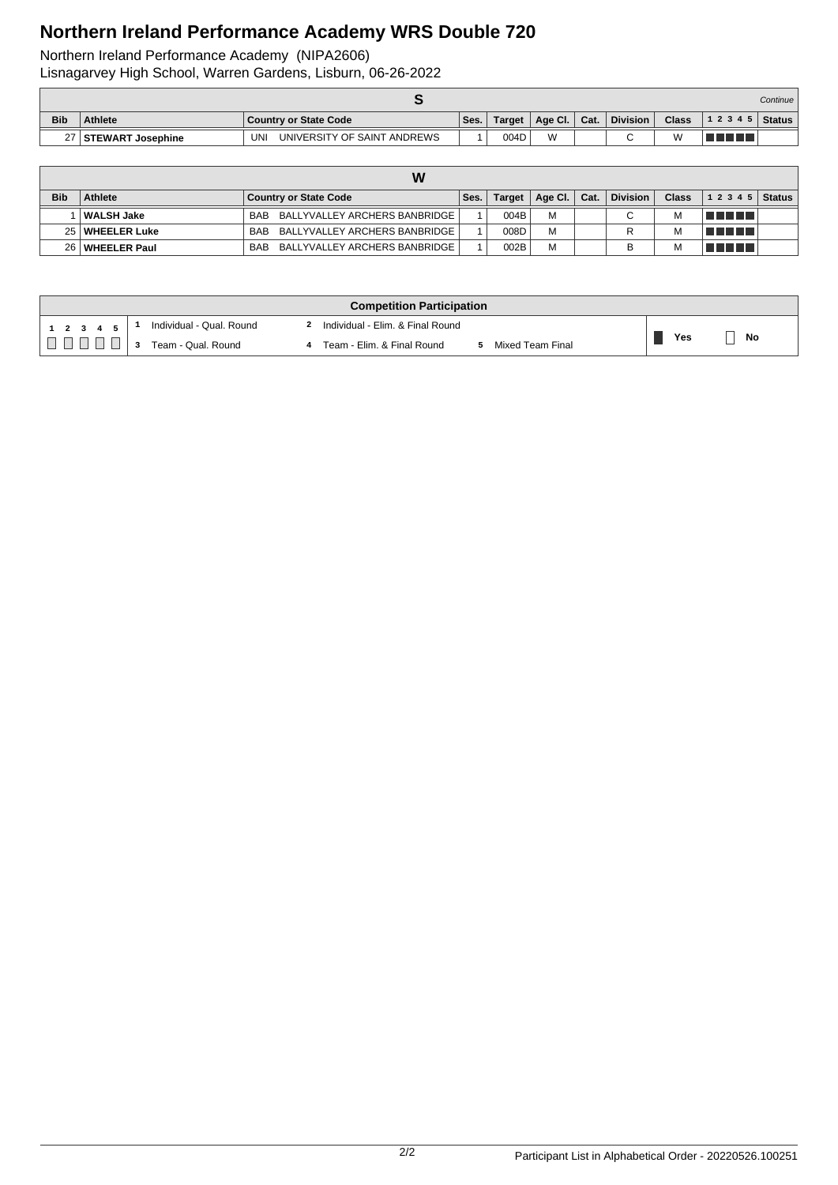# Northern Ireland Performance Academy WRS Double 720

Northern Ireland Performance Academy (NIPA2606)
Lisnagarvey High School, Warren Gardens, Lisburn, 06-26-2022

## S

*Continue*

| Bib | Athlete | Country or State Code | | Ses. | Target | Age Cl. | Cat. | Division | Class | 1 2 3 4 5 | Status |
|---|---|---|---|---|---|---|---|---|---|---|---|
| 27 | **STEWART Josephine** | UNI | UNIVERSITY OF SAINT ANDREWS | 1 | 004D | W | | C | W | ■■■■■ | |

## W

| Bib | Athlete | Country or State Code | | Ses. | Target | Age Cl. | Cat. | Division | Class | 1 2 3 4 5 | Status |
|---|---|---|---|---|---|---|---|---|---|---|---|
| 1 | **WALSH Jake** | BAB | BALLYVALLEY ARCHERS BANBRIDGE | 1 | 004B | M | | C | M | ■■■■■ | |
| 25 | **WHEELER Luke** | BAB | BALLYVALLEY ARCHERS BANBRIDGE | 1 | 008D | M | | R | M | ■■■■■ | |
| 26 | **WHEELER Paul** | BAB | BALLYVALLEY ARCHERS BANBRIDGE | 1 | 002B | M | | B | M | ■■■■■ | |

**Competition Participation**

| | | | |
|---|---|---|---|
| 1 2 3 4 5 | 1 Individual - Qual. Round | 2 Individual - Elim. & Final Round | |
| □ □ □ □ □ | 3 Team - Qual. Round | 4 Team - Elim. & Final Round | 5 Mixed Team Final |

■ Yes □ No

Participant List in Alphabetical Order - 20220526.100251